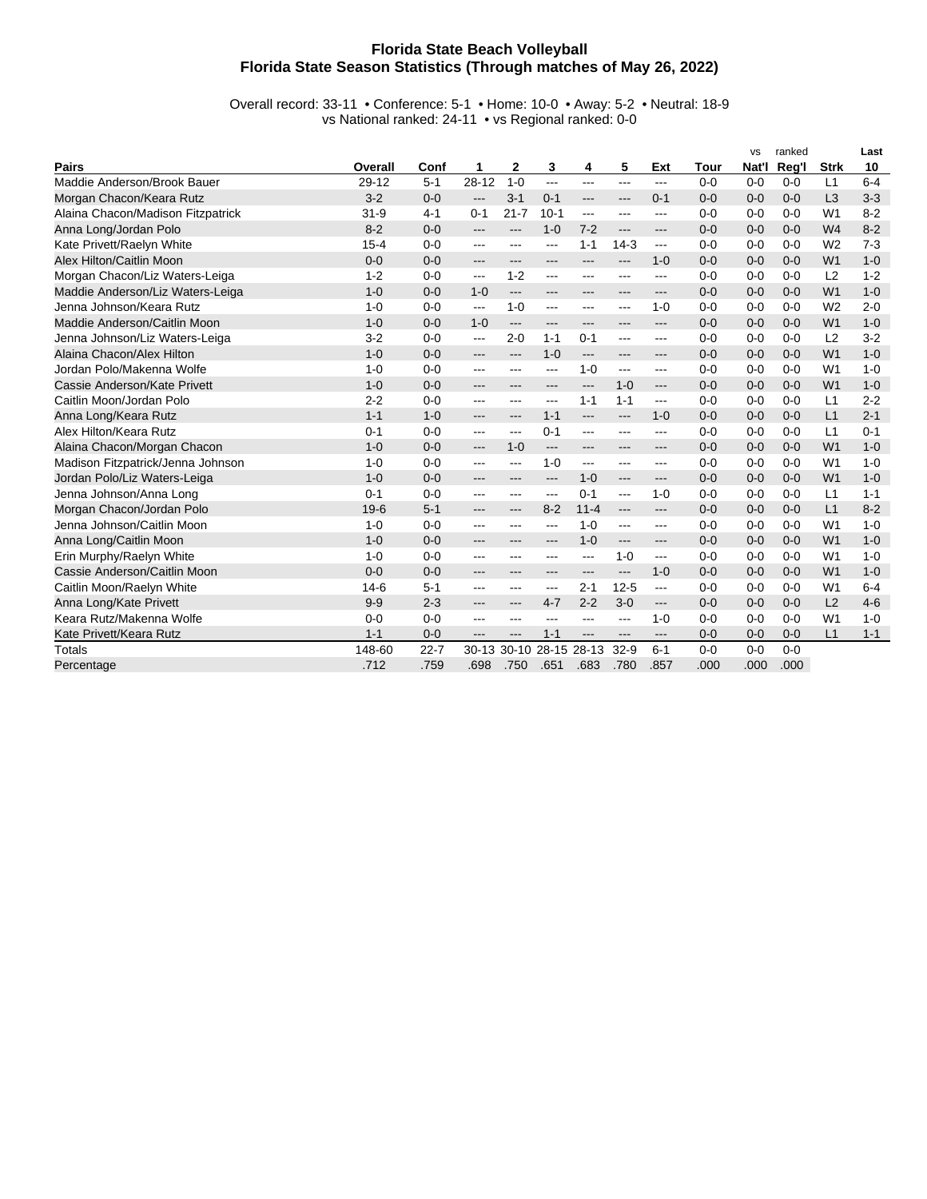# Florida State Beach Volleyball
## Florida State Season Statistics (Through matches of May 26, 2022)

Overall record: 33-11 • Conference: 5-1 • Home: 10-0 • Away: 5-2 • Neutral: 18-9
vs National ranked: 24-11 • vs Regional ranked: 0-0

| Pairs | Overall | Conf | 1 | 2 | 3 | 4 | 5 | Ext | Tour | vs Nat'l | ranked Reg'l | Strk | Last 10 |
|---|---|---|---|---|---|---|---|---|---|---|---|---|---|
| Maddie Anderson/Brook Bauer | 29-12 | 5-1 | 28-12 | 1-0 | --- | --- | --- | --- | 0-0 | 0-0 | 0-0 | L1 | 6-4 |
| Morgan Chacon/Keara Rutz | 3-2 | 0-0 | --- | 3-1 | 0-1 | --- | --- | 0-1 | 0-0 | 0-0 | 0-0 | L3 | 3-3 |
| Alaina Chacon/Madison Fitzpatrick | 31-9 | 4-1 | 0-1 | 21-7 | 10-1 | --- | --- | --- | 0-0 | 0-0 | 0-0 | W1 | 8-2 |
| Anna Long/Jordan Polo | 8-2 | 0-0 | --- | --- | 1-0 | 7-2 | --- | --- | 0-0 | 0-0 | 0-0 | W4 | 8-2 |
| Kate Privett/Raelyn White | 15-4 | 0-0 | --- | --- | --- | 1-1 | 14-3 | --- | 0-0 | 0-0 | 0-0 | W2 | 7-3 |
| Alex Hilton/Caitlin Moon | 0-0 | 0-0 | --- | --- | --- | --- | --- | 1-0 | 0-0 | 0-0 | 0-0 | W1 | 1-0 |
| Morgan Chacon/Liz Waters-Leiga | 1-2 | 0-0 | --- | 1-2 | --- | --- | --- | --- | 0-0 | 0-0 | 0-0 | L2 | 1-2 |
| Maddie Anderson/Liz Waters-Leiga | 1-0 | 0-0 | 1-0 | --- | --- | --- | --- | --- | 0-0 | 0-0 | 0-0 | W1 | 1-0 |
| Jenna Johnson/Keara Rutz | 1-0 | 0-0 | --- | 1-0 | --- | --- | --- | 1-0 | 0-0 | 0-0 | 0-0 | W2 | 2-0 |
| Maddie Anderson/Caitlin Moon | 1-0 | 0-0 | 1-0 | --- | --- | --- | --- | --- | 0-0 | 0-0 | 0-0 | W1 | 1-0 |
| Jenna Johnson/Liz Waters-Leiga | 3-2 | 0-0 | --- | 2-0 | 1-1 | 0-1 | --- | --- | 0-0 | 0-0 | 0-0 | L2 | 3-2 |
| Alaina Chacon/Alex Hilton | 1-0 | 0-0 | --- | --- | 1-0 | --- | --- | --- | 0-0 | 0-0 | 0-0 | W1 | 1-0 |
| Jordan Polo/Makenna Wolfe | 1-0 | 0-0 | --- | --- | --- | 1-0 | --- | --- | 0-0 | 0-0 | 0-0 | W1 | 1-0 |
| Cassie Anderson/Kate Privett | 1-0 | 0-0 | --- | --- | --- | --- | 1-0 | --- | 0-0 | 0-0 | 0-0 | W1 | 1-0 |
| Caitlin Moon/Jordan Polo | 2-2 | 0-0 | --- | --- | --- | 1-1 | 1-1 | --- | 0-0 | 0-0 | 0-0 | L1 | 2-2 |
| Anna Long/Keara Rutz | 1-1 | 1-0 | --- | --- | 1-1 | --- | --- | 1-0 | 0-0 | 0-0 | 0-0 | L1 | 2-1 |
| Alex Hilton/Keara Rutz | 0-1 | 0-0 | --- | --- | 0-1 | --- | --- | --- | 0-0 | 0-0 | 0-0 | L1 | 0-1 |
| Alaina Chacon/Morgan Chacon | 1-0 | 0-0 | --- | 1-0 | --- | --- | --- | --- | 0-0 | 0-0 | 0-0 | W1 | 1-0 |
| Madison Fitzpatrick/Jenna Johnson | 1-0 | 0-0 | --- | --- | 1-0 | --- | --- | --- | 0-0 | 0-0 | 0-0 | W1 | 1-0 |
| Jordan Polo/Liz Waters-Leiga | 1-0 | 0-0 | --- | --- | --- | 1-0 | --- | --- | 0-0 | 0-0 | 0-0 | W1 | 1-0 |
| Jenna Johnson/Anna Long | 0-1 | 0-0 | --- | --- | --- | 0-1 | --- | 1-0 | 0-0 | 0-0 | 0-0 | L1 | 1-1 |
| Morgan Chacon/Jordan Polo | 19-6 | 5-1 | --- | --- | 8-2 | 11-4 | --- | --- | 0-0 | 0-0 | 0-0 | L1 | 8-2 |
| Jenna Johnson/Caitlin Moon | 1-0 | 0-0 | --- | --- | --- | 1-0 | --- | --- | 0-0 | 0-0 | 0-0 | W1 | 1-0 |
| Anna Long/Caitlin Moon | 1-0 | 0-0 | --- | --- | --- | 1-0 | --- | --- | 0-0 | 0-0 | 0-0 | W1 | 1-0 |
| Erin Murphy/Raelyn White | 1-0 | 0-0 | --- | --- | --- | --- | 1-0 | --- | 0-0 | 0-0 | 0-0 | W1 | 1-0 |
| Cassie Anderson/Caitlin Moon | 0-0 | 0-0 | --- | --- | --- | --- | --- | 1-0 | 0-0 | 0-0 | 0-0 | W1 | 1-0 |
| Caitlin Moon/Raelyn White | 14-6 | 5-1 | --- | --- | --- | 2-1 | 12-5 | --- | 0-0 | 0-0 | 0-0 | W1 | 6-4 |
| Anna Long/Kate Privett | 9-9 | 2-3 | --- | --- | 4-7 | 2-2 | 3-0 | --- | 0-0 | 0-0 | 0-0 | L2 | 4-6 |
| Keara Rutz/Makenna Wolfe | 0-0 | 0-0 | --- | --- | --- | --- | --- | 1-0 | 0-0 | 0-0 | 0-0 | W1 | 1-0 |
| Kate Privett/Keara Rutz | 1-1 | 0-0 | --- | --- | 1-1 | --- | --- | --- | 0-0 | 0-0 | 0-0 | L1 | 1-1 |
| Totals | 148-60 | 22-7 | 30-13 | 30-10 | 28-15 | 28-13 | 32-9 | 6-1 | 0-0 | 0-0 | 0-0 | | |
| Percentage | .712 | .759 | .698 | .750 | .651 | .683 | .780 | .857 | .000 | .000 | .000 | | |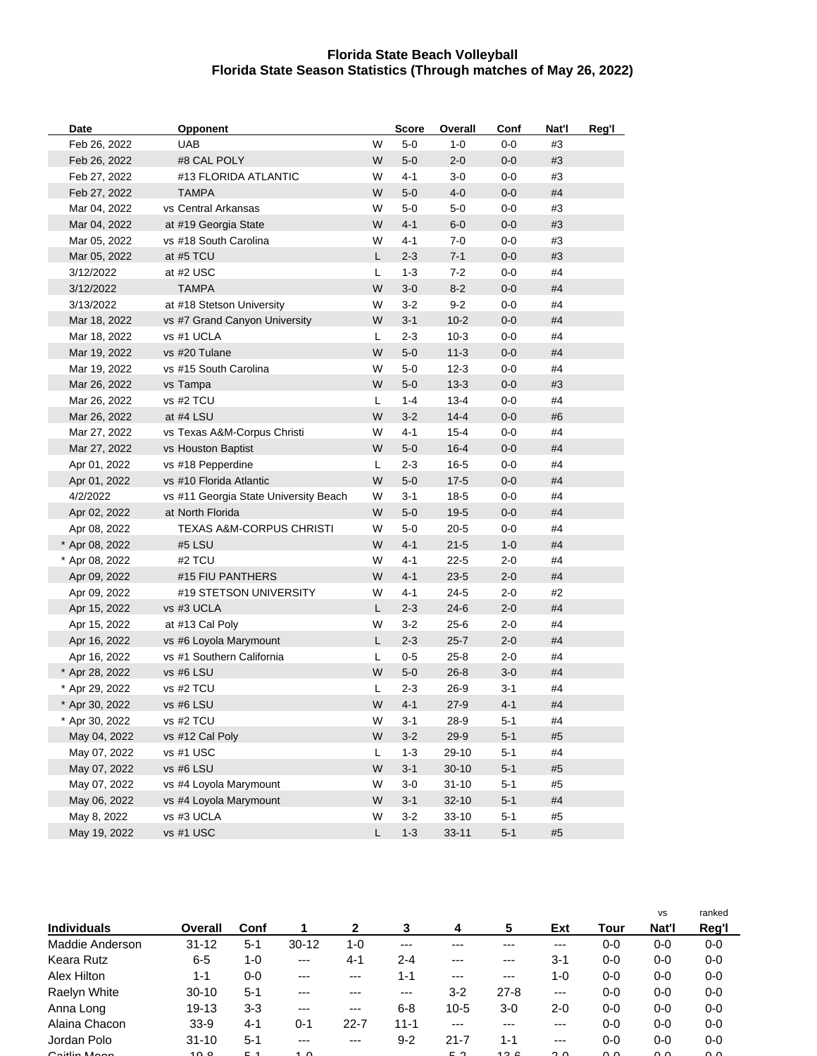**Florida State Beach Volleyball**
**Florida State Season Statistics (Through matches of May 26, 2022)**

| Date | Opponent | | Score | Overall | Conf | Nat'l | Reg'l |
|---|---|---|---|---|---|---|---|
| Feb 26, 2022 | UAB | W | 5-0 | 1-0 | 0-0 | #3 | |
| Feb 26, 2022 | #8 CAL POLY | W | 5-0 | 2-0 | 0-0 | #3 | |
| Feb 27, 2022 | #13 FLORIDA ATLANTIC | W | 4-1 | 3-0 | 0-0 | #3 | |
| Feb 27, 2022 | TAMPA | W | 5-0 | 4-0 | 0-0 | #4 | |
| Mar 04, 2022 | vs Central Arkansas | W | 5-0 | 5-0 | 0-0 | #3 | |
| Mar 04, 2022 | at #19 Georgia State | W | 4-1 | 6-0 | 0-0 | #3 | |
| Mar 05, 2022 | vs #18 South Carolina | W | 4-1 | 7-0 | 0-0 | #3 | |
| Mar 05, 2022 | at #5 TCU | L | 2-3 | 7-1 | 0-0 | #3 | |
| 3/12/2022 | at #2 USC | L | 1-3 | 7-2 | 0-0 | #4 | |
| 3/12/2022 | TAMPA | W | 3-0 | 8-2 | 0-0 | #4 | |
| 3/13/2022 | at #18 Stetson University | W | 3-2 | 9-2 | 0-0 | #4 | |
| Mar 18, 2022 | vs #7 Grand Canyon University | W | 3-1 | 10-2 | 0-0 | #4 | |
| Mar 18, 2022 | vs #1 UCLA | L | 2-3 | 10-3 | 0-0 | #4 | |
| Mar 19, 2022 | vs #20 Tulane | W | 5-0 | 11-3 | 0-0 | #4 | |
| Mar 19, 2022 | vs #15 South Carolina | W | 5-0 | 12-3 | 0-0 | #4 | |
| Mar 26, 2022 | vs Tampa | W | 5-0 | 13-3 | 0-0 | #3 | |
| Mar 26, 2022 | vs #2 TCU | L | 1-4 | 13-4 | 0-0 | #4 | |
| Mar 26, 2022 | at #4 LSU | W | 3-2 | 14-4 | 0-0 | #6 | |
| Mar 27, 2022 | vs Texas A&M-Corpus Christi | W | 4-1 | 15-4 | 0-0 | #4 | |
| Mar 27, 2022 | vs Houston Baptist | W | 5-0 | 16-4 | 0-0 | #4 | |
| Apr 01, 2022 | vs #18 Pepperdine | L | 2-3 | 16-5 | 0-0 | #4 | |
| Apr 01, 2022 | vs #10 Florida Atlantic | W | 5-0 | 17-5 | 0-0 | #4 | |
| 4/2/2022 | vs #11 Georgia State University Beach | W | 3-1 | 18-5 | 0-0 | #4 | |
| Apr 02, 2022 | at North Florida | W | 5-0 | 19-5 | 0-0 | #4 | |
| Apr 08, 2022 | TEXAS A&M-CORPUS CHRISTI | W | 5-0 | 20-5 | 0-0 | #4 | |
| * Apr 08, 2022 | #5 LSU | W | 4-1 | 21-5 | 1-0 | #4 | |
| * Apr 08, 2022 | #2 TCU | W | 4-1 | 22-5 | 2-0 | #4 | |
| Apr 09, 2022 | #15 FIU PANTHERS | W | 4-1 | 23-5 | 2-0 | #4 | |
| Apr 09, 2022 | #19 STETSON UNIVERSITY | W | 4-1 | 24-5 | 2-0 | #2 | |
| Apr 15, 2022 | vs #3 UCLA | L | 2-3 | 24-6 | 2-0 | #4 | |
| Apr 15, 2022 | at #13 Cal Poly | W | 3-2 | 25-6 | 2-0 | #4 | |
| Apr 16, 2022 | vs #6 Loyola Marymount | L | 2-3 | 25-7 | 2-0 | #4 | |
| Apr 16, 2022 | vs #1 Southern California | L | 0-5 | 25-8 | 2-0 | #4 | |
| * Apr 28, 2022 | vs #6 LSU | W | 5-0 | 26-8 | 3-0 | #4 | |
| * Apr 29, 2022 | vs #2 TCU | L | 2-3 | 26-9 | 3-1 | #4 | |
| * Apr 30, 2022 | vs #6 LSU | W | 4-1 | 27-9 | 4-1 | #4 | |
| * Apr 30, 2022 | vs #2 TCU | W | 3-1 | 28-9 | 5-1 | #4 | |
| May 04, 2022 | vs #12 Cal Poly | W | 3-2 | 29-9 | 5-1 | #5 | |
| May 07, 2022 | vs #1 USC | L | 1-3 | 29-10 | 5-1 | #4 | |
| May 07, 2022 | vs #6 LSU | W | 3-1 | 30-10 | 5-1 | #5 | |
| May 07, 2022 | vs #4 Loyola Marymount | W | 3-0 | 31-10 | 5-1 | #5 | |
| May 06, 2022 | vs #4 Loyola Marymount | W | 3-1 | 32-10 | 5-1 | #4 | |
| May 8, 2022 | vs #3 UCLA | W | 3-2 | 33-10 | 5-1 | #5 | |
| May 19, 2022 | vs #1 USC | L | 1-3 | 33-11 | 5-1 | #5 | |

| Individuals | Overall | Conf | 1 | 2 | 3 | 4 | 5 | Ext | Tour | vs Nat'l | ranked Reg'l |
|---|---|---|---|---|---|---|---|---|---|---|---|
| Maddie Anderson | 31-12 | 5-1 | 30-12 | 1-0 | --- | --- | --- | --- | 0-0 | 0-0 | 0-0 |
| Keara Rutz | 6-5 | 1-0 | --- | 4-1 | 2-4 | --- | --- | 3-1 | 0-0 | 0-0 | 0-0 |
| Alex Hilton | 1-1 | 0-0 | --- | --- | 1-1 | --- | --- | 1-0 | 0-0 | 0-0 | 0-0 |
| Raelyn White | 30-10 | 5-1 | --- | --- | --- | 3-2 | 27-8 | --- | 0-0 | 0-0 | 0-0 |
| Anna Long | 19-13 | 3-3 | --- | --- | 6-8 | 10-5 | 3-0 | 2-0 | 0-0 | 0-0 | 0-0 |
| Alaina Chacon | 33-9 | 4-1 | 0-1 | 22-7 | 11-1 | --- | --- | --- | 0-0 | 0-0 | 0-0 |
| Jordan Polo | 31-10 | 5-1 | --- | --- | 9-2 | 21-7 | 1-1 | --- | 0-0 | 0-0 | 0-0 |